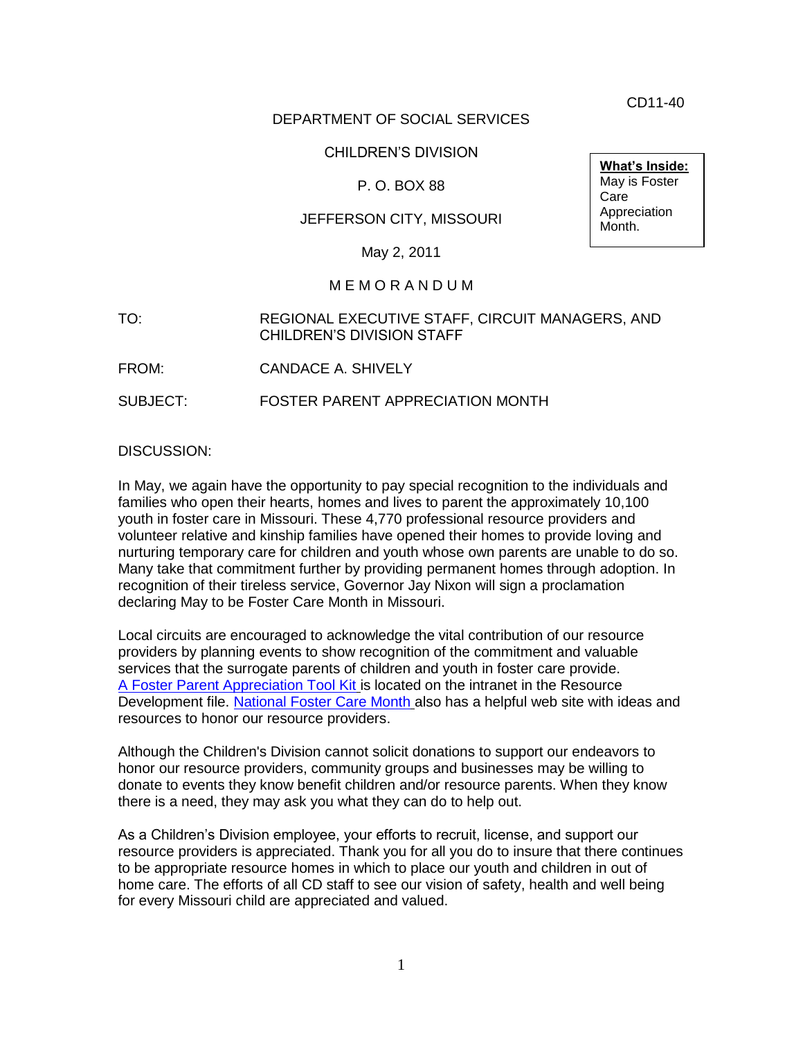CD11-40

DEPARTMENT OF SOCIAL SERVICES

CHILDREN'S DIVISION

P. O. BOX 88

JEFFERSON CITY, MISSOURI

May 2, 2011

**What's Inside:**
May is Foster Care Appreciation Month.

MEMORANDUM

TO: REGIONAL EXECUTIVE STAFF, CIRCUIT MANAGERS, AND CHILDREN'S DIVISION STAFF

FROM: CANDACE A. SHIVELY

SUBJECT: FOSTER PARENT APPRECIATION MONTH

DISCUSSION:

In May, we again have the opportunity to pay special recognition to the individuals and families who open their hearts, homes and lives to parent the approximately 10,100 youth in foster care in Missouri. These 4,770 professional resource providers and volunteer relative and kinship families have opened their homes to provide loving and nurturing temporary care for children and youth whose own parents are unable to do so. Many take that commitment further by providing permanent homes through adoption. In recognition of their tireless service, Governor Jay Nixon will sign a proclamation declaring May to be Foster Care Month in Missouri.

Local circuits are encouraged to acknowledge the vital contribution of our resource providers by planning events to show recognition of the commitment and valuable services that the surrogate parents of children and youth in foster care provide. A Foster Parent Appreciation Tool Kit is located on the intranet in the Resource Development file. National Foster Care Month also has a helpful web site with ideas and resources to honor our resource providers.

Although the Children's Division cannot solicit donations to support our endeavors to honor our resource providers, community groups and businesses may be willing to donate to events they know benefit children and/or resource parents. When they know there is a need, they may ask you what they can do to help out.

As a Children's Division employee, your efforts to recruit, license, and support our resource providers is appreciated. Thank you for all you do to insure that there continues to be appropriate resource homes in which to place our youth and children in out of home care. The efforts of all CD staff to see our vision of safety, health and well being for every Missouri child are appreciated and valued.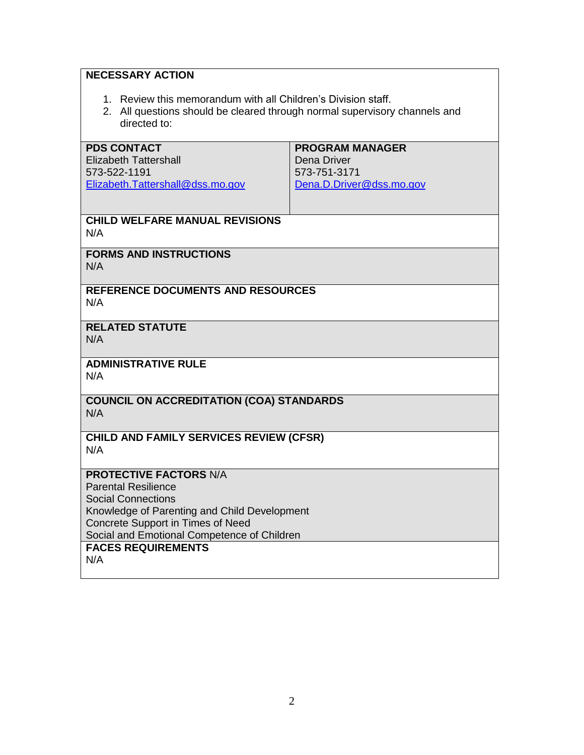**NECESSARY ACTION**

1. Review this memorandum with all Children's Division staff.
2. All questions should be cleared through normal supervisory channels and directed to:

| **PDS CONTACT** | **PROGRAM MANAGER** |
|---|---|
| Elizabeth Tattershall<br>573-522-1191<br>Elizabeth.Tattershall@dss.mo.gov | Dena Driver<br>573-751-3171<br>Dena.D.Driver@dss.mo.gov |

**CHILD WELFARE MANUAL REVISIONS**
N/A

**FORMS AND INSTRUCTIONS**
N/A

**REFERENCE DOCUMENTS AND RESOURCES**
N/A

**RELATED STATUTE**
N/A

**ADMINISTRATIVE RULE**
N/A

**COUNCIL ON ACCREDITATION (COA) STANDARDS**
N/A

**CHILD AND FAMILY SERVICES REVIEW (CFSR)**
N/A

**PROTECTIVE FACTORS** N/A
Parental Resilience
Social Connections
Knowledge of Parenting and Child Development
Concrete Support in Times of Need
Social and Emotional Competence of Children

**FACES REQUIREMENTS**
N/A